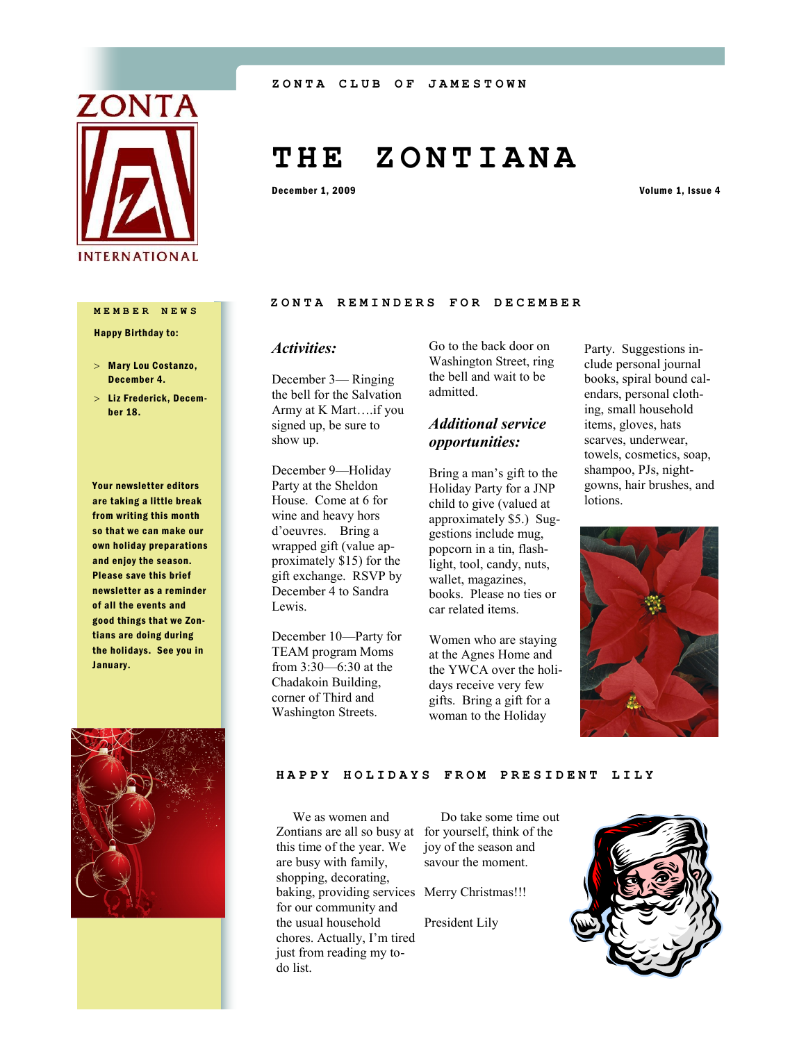ZONTA CLUB OF JAMESTOWN

# THE ZONTIANA

December 1, 2009

Volume 1, Issue 4

## MEMBER NEWS

**Happy Birthday to:**

- **Mary Lou Costanzo, December 4.**
- **Liz Frederick, December 18.**

**Your newsletter editors are taking a little break from writing this month so that we can make our own holiday preparations and enjoy the season. Please save this brief newsletter as a reminder of all the events and good things that we Zontians are doing during the holidays. See you in January.**

## ZONTA REMINDERS FOR DECEMBER

### *Activities:*

December 3— Ringing the bell for the Salvation Army at K Mart….if you signed up, be sure to show up.

December 9—Holiday Party at the Sheldon House. Come at 6 for wine and heavy hors d'oeuvres. Bring a wrapped gift (value approximately $15) for the gift exchange. RSVP by December 4 to Sandra Lewis.

December 10—Party for TEAM program Moms from 3:30—6:30 at the Chadakoin Building, corner of Third and Washington Streets. Go to the back door on Washington Street, ring the bell and wait to be admitted.

### *Additional service opportunities:*

Bring a man's gift to the Holiday Party for a JNP child to give (valued at approximately $5.) Suggestions include mug, popcorn in a tin, flashlight, tool, candy, nuts, wallet, magazines, books. Please no ties or car related items.

Women who are staying at the Agnes Home and the YWCA over the holidays receive very few gifts. Bring a gift for a woman to the Holiday Party. Suggestions include personal journal books, spiral bound calendars, personal clothing, small household items, gloves, hats scarves, underwear, towels, cosmetics, soap, shampoo, PJs, nightgowns, hair brushes, and lotions.

## HAPPY HOLIDAYS FROM PRESIDENT LILY

We as women and Zontians are all so busy at this time of the year. We are busy with family, shopping, decorating, baking, providing services for our community and the usual household chores. Actually, I'm tired just from reading my to-do list.

Do take some time out for yourself, think of the joy of the season and savour the moment.

Merry Christmas!!!

President Lily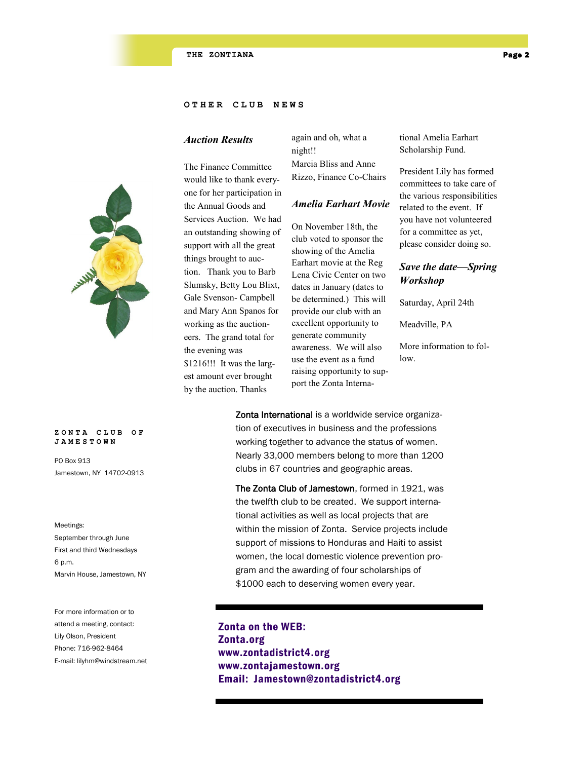## OTHER CLUB NEWS

### *Auction Results*

The Finance Committee would like to thank everyone for her participation in the Annual Goods and Services Auction. We had an outstanding showing of support with all the great things brought to auction. Thank you to Barb Slumsky, Betty Lou Blixt, Gale Svenson- Campbell and Mary Ann Spanos for working as the auctioneers. The grand total for the evening was $1216!!! It was the largest amount ever brought by the auction. Thanks again and oh, what a night!!

Marcia Bliss and Anne Rizzo, Finance Co-Chairs

### *Amelia Earhart Movie*

On November 18th, the club voted to sponsor the showing of the Amelia Earhart movie at the Reg Lena Civic Center on two dates in January (dates to be determined.) This will provide our club with an excellent opportunity to generate community awareness. We will also use the event as a fund raising opportunity to support the Zonta International Amelia Earhart Scholarship Fund.

President Lily has formed committees to take care of the various responsibilities related to the event. If you have not volunteered for a committee as yet, please consider doing so.

### *Save the date—Spring Workshop*

Saturday, April 24th

Meadville, PA

More information to follow.

**Zonta International** is a worldwide service organization of executives in business and the professions working together to advance the status of women. Nearly 33,000 members belong to more than 1200 clubs in 67 countries and geographic areas.

**The Zonta Club of Jamestown**, formed in 1921, was the twelfth club to be created. We support international activities as well as local projects that are within the mission of Zonta. Service projects include support of missions to Honduras and Haiti to assist women, the local domestic violence prevention program and the awarding of four scholarships of $1000 each to deserving women every year.

**Zonta on the WEB:**
**Zonta.org**
**www.zontadistrict4.org**
**www.zontajamestown.org**
**Email: Jamestown@zontadistrict4.org**

**ZONTA CLUB OF JAMESTOWN**

PO Box 913
Jamestown, NY 14702-0913

Meetings:
September through June
First and third Wednesdays
6 p.m.
Marvin House, Jamestown, NY

For more information or to attend a meeting, contact:
Lily Olson, President
Phone: 716-962-8464
E-mail: lilyhm@windstream.net